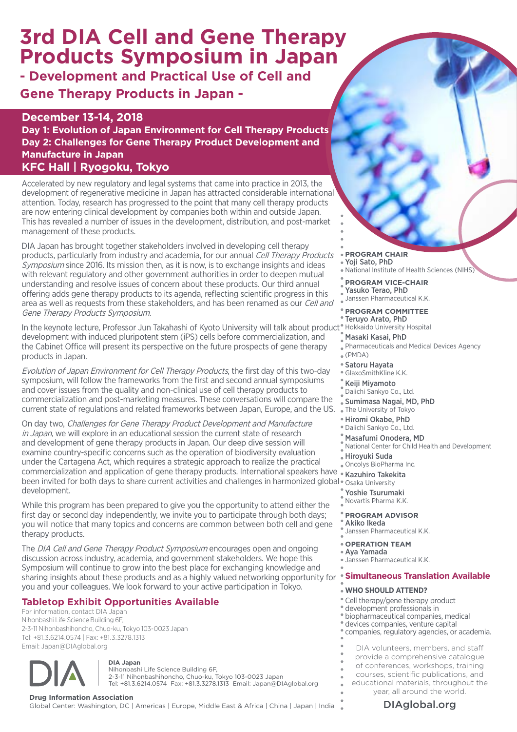# 3rd DIA Cell and Gene Therapy Products Symposium in Japan

## - Development and Practical Use of Cell and Gene Therapy Products in Japan -

**December 13-14, 2018**

**Day 1: Evolution of Japan Environment for Cell Therapy Products**

**Day 2: Challenges for Gene Therapy Product Development and Manufacture in Japan**

**KFC Hall | Ryogoku, Tokyo**

Accelerated by new regulatory and legal systems that came into practice in 2013, the development of regenerative medicine in Japan has attracted considerable international attention. Today, research has progressed to the point that many cell therapy products are now entering clinical development by companies both within and outside Japan. This has revealed a number of issues in the development, distribution, and post-market management of these products.

DIA Japan has brought together stakeholders involved in developing cell therapy products, particularly from industry and academia, for our annual *Cell Therapy Products Symposium* since 2016. Its mission then, as it is now, is to exchange insights and ideas with relevant regulatory and other government authorities in order to deepen mutual understanding and resolve issues of concern about these products. Our third annual offering adds gene therapy products to its agenda, reflecting scientific progress in this area as well as requests from these stakeholders, and has been renamed as our *Cell and Gene Therapy Products Symposium*.

In the keynote lecture, Professor Jun Takahashi of Kyoto University will talk about product development with induced pluripotent stem (iPS) cells before commercialization, and the Cabinet Office will present its perspective on the future prospects of gene therapy products in Japan.

*Evolution of Japan Environment for Cell Therapy Products*, the first day of this two-day symposium, will follow the frameworks from the first and second annual symposiums and cover issues from the quality and non-clinical use of cell therapy products to commercialization and post-marketing measures. These conversations will compare the current state of regulations and related frameworks between Japan, Europe, and the US.

On day two, *Challenges for Gene Therapy Product Development and Manufacture in Japan*, we will explore in an educational session the current state of research and development of gene therapy products in Japan. Our deep dive session will examine country-specific concerns such as the operation of biodiversity evaluation under the Cartagena Act, which requires a strategic approach to realize the practical commercialization and application of gene therapy products. International speakers have been invited for both days to share current activities and challenges in harmonized global development.

While this program has been prepared to give you the opportunity to attend either the first day or second day independently, we invite you to participate through both days; you will notice that many topics and concerns are common between both cell and gene therapy products.

The *DIA Cell and Gene Therapy Product Symposium* encourages open and ongoing discussion across industry, academia, and government stakeholders. We hope this Symposium will continue to grow into the best place for exchanging knowledge and sharing insights about these products and as a highly valued networking opportunity for you and your colleagues. We look forward to your active participation in Tokyo.

### Tabletop Exhibit Opportunities Available

For information, contact DIA Japan
Nihonbashi Life Science Building 6F,
2-3-11 Nihonbashihoncho, Chuo-ku, Tokyo 103-0023 Japan
Tel: +81.3.6214.0574 | Fax: +81.3.3278.1313
Email: Japan@DIAglobal.org

**PROGRAM CHAIR**
**Yoji Sato, PhD**
National Institute of Health Sciences (NIHS)

**PROGRAM VICE-CHAIR**
**Yasuko Terao, PhD**
Janssen Pharmaceutical K.K.

**PROGRAM COMMITTEE**
**Teruyo Arato, PhD**
Hokkaido University Hospital

**Masaki Kasai, PhD**
Pharmaceuticals and Medical Devices Agency (PMDA)

**Satoru Hayata**
GlaxoSmithKline K.K.

**Keiji Miyamoto**
Daiichi Sankyo Co., Ltd.

**Sumimasa Nagai, MD, PhD**
The University of Tokyo

**Hiromi Okabe, PhD**
Daiichi Sankyo Co., Ltd.

**Masafumi Onodera, MD**
National Center for Child Health and Development

**Hiroyuki Suda**
Oncolys BioPharma Inc.

**Kazuhiro Takekita**
Osaka University

**Yoshie Tsurumaki**
Novartis Pharma K.K.

**PROGRAM ADVISOR**
**Akiko Ikeda**
Janssen Pharmaceutical K.K.

**OPERATION TEAM**
**Aya Yamada**
Janssen Pharmaceutical K.K.

**Simultaneous Translation Available**

**WHO SHOULD ATTEND?**

Cell therapy/gene therapy product development professionals in biopharmaceutical companies, medical devices companies, venture capital companies, regulatory agencies, or academia.

DIA volunteers, members, and staff provide a comprehensive catalogue of conferences, workshops, training courses, scientific publications, and educational materials, throughout the year, all around the world.

DIAglobal.org

**DIA Japan**
Nihonbashi Life Science Building 6F,
2-3-11 Nihonbashihoncho, Chuo-ku, Tokyo 103-0023 Japan
Tel: +81.3.6214.0574 Fax: +81.3.3278.1313 Email: Japan@DIAglobal.org

**Drug Information Association**
Global Center: Washington, DC | Americas | Europe, Middle East & Africa | China | Japan | India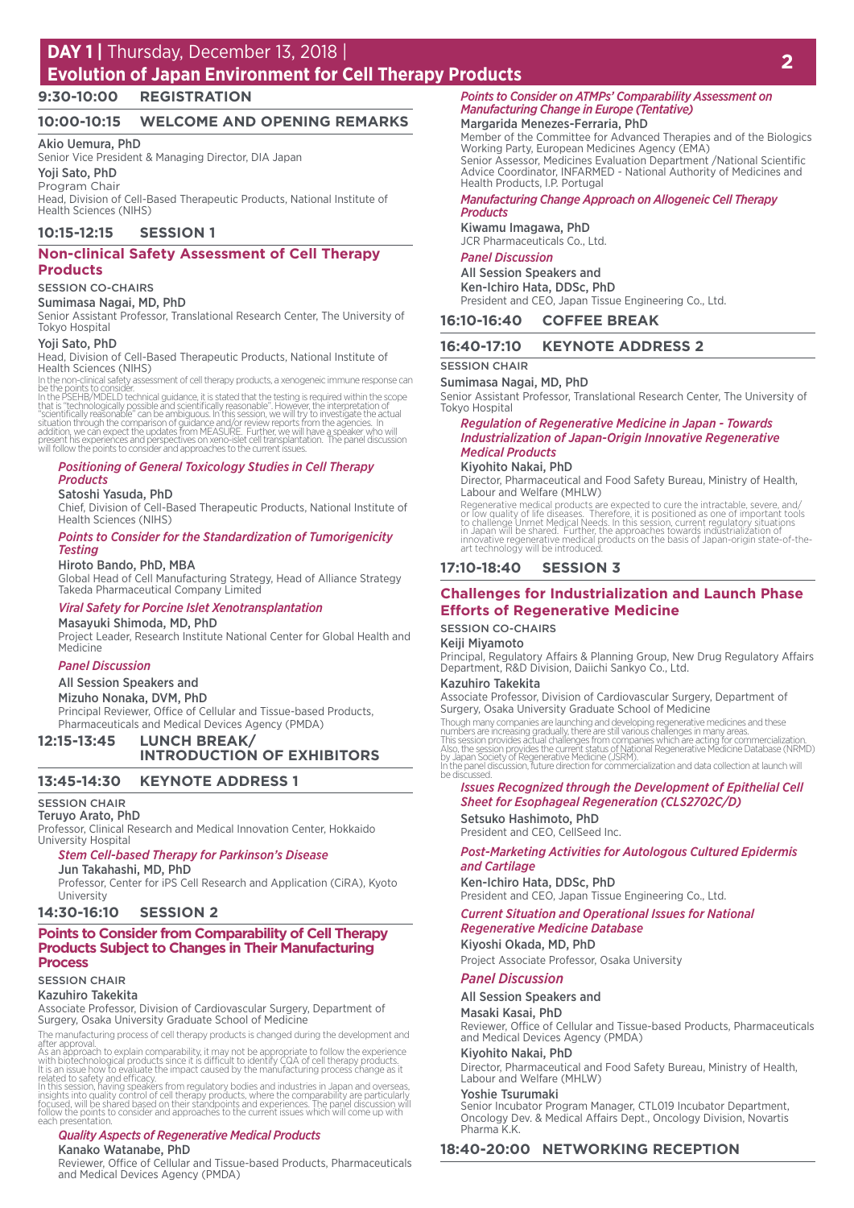# DAY 1 | Thursday, December 13, 2018 | Evolution of Japan Environment for Cell Therapy Products

## 9:30-10:00 REGISTRATION

## 10:00-10:15 WELCOME AND OPENING REMARKS

**Akio Uemura, PhD**
Senior Vice President & Managing Director, DIA Japan

**Yoji Sato, PhD**
Program Chair
Head, Division of Cell-Based Therapeutic Products, National Institute of Health Sciences (NIHS)

## 10:15-12:15 SESSION 1

### Non-clinical Safety Assessment of Cell Therapy Products

SESSION CO-CHAIRS

**Sumimasa Nagai, MD, PhD**
Senior Assistant Professor, Translational Research Center, The University of Tokyo Hospital

**Yoji Sato, PhD**
Head, Division of Cell-Based Therapeutic Products, National Institute of Health Sciences (NIHS)

In the non-clinical safety assessment of cell therapy products, a xenogeneic immune response can be the points to consider.
In the PSEHB/MDELD technical guidance, it is stated that the testing is required within the scope that is "technologically possible and scientifically reasonable". However, the interpretation of "scientifically reasonable" can be ambiguous. In this session, we will try to investigate the actual situation through the comparison of guidance and/or review reports from the agencies. In addition, we can expect the updates from MEASURE. Further, we will have a speaker who will present his experiences and perspectives on xeno-islet cell transplantation. The panel discussion will follow the points to consider and approaches to the current issues.

*Positioning of General Toxicology Studies in Cell Therapy Products*
**Satoshi Yasuda, PhD**
Chief, Division of Cell-Based Therapeutic Products, National Institute of Health Sciences (NIHS)

*Points to Consider for the Standardization of Tumorigenicity Testing*
**Hiroto Bando, PhD, MBA**
Global Head of Cell Manufacturing Strategy, Head of Alliance Strategy Takeda Pharmaceutical Company Limited

*Viral Safety for Porcine Islet Xenotransplantation*
**Masayuki Shimoda, MD, PhD**
Project Leader, Research Institute National Center for Global Health and Medicine

*Panel Discussion*
**All Session Speakers and**
**Mizuho Nonaka, DVM, PhD**
Principal Reviewer, Office of Cellular and Tissue-based Products, Pharmaceuticals and Medical Devices Agency (PMDA)

## 12:15-13:45 LUNCH BREAK/ INTRODUCTION OF EXHIBITORS

## 13:45-14:30 KEYNOTE ADDRESS 1

SESSION CHAIR

**Teruyo Arato, PhD**
Professor, Clinical Research and Medical Innovation Center, Hokkaido University Hospital

*Stem Cell-based Therapy for Parkinson's Disease*
**Jun Takahashi, MD, PhD**
Professor, Center for iPS Cell Research and Application (CiRA), Kyoto University

## 14:30-16:10 SESSION 2

### Points to Consider from Comparability of Cell Therapy Products Subject to Changes in Their Manufacturing Process

SESSION CHAIR

**Kazuhiro Takekita**
Associate Professor, Division of Cardiovascular Surgery, Department of Surgery, Osaka University Graduate School of Medicine

The manufacturing process of cell therapy products is changed during the development and after approval.
As an approach to explain comparability, it may not be appropriate to follow the experience with biotechnological products since it is difficult to identify CQA of cell therapy products.
It is an issue how to evaluate the impact caused by the manufacturing process change as it related to safety and efficacy.
In this session, having speakers from regulatory bodies and industries in Japan and overseas, insights into quality control of cell therapy products, where the comparability are particularly focused, will be shared based on their standpoints and experiences. The panel discussion will follow the points to consider and approaches to the current issues which will come up with each presentation.

*Quality Aspects of Regenerative Medical Products*
**Kanako Watanabe, PhD**
Reviewer, Office of Cellular and Tissue-based Products, Pharmaceuticals and Medical Devices Agency (PMDA)

*Points to Consider on ATMPs' Comparability Assessment on Manufacturing Change in Europe (Tentative)*
**Margarida Menezes-Ferraria, PhD**
Member of the Committee for Advanced Therapies and of the Biologics Working Party, European Medicines Agency (EMA)
Senior Assessor, Medicines Evaluation Department /National Scientific Advice Coordinator, INFARMED - National Authority of Medicines and Health Products, I.P. Portugal

*Manufacturing Change Approach on Allogeneic Cell Therapy Products*
**Kiwamu Imagawa, PhD**
JCR Pharmaceuticals Co., Ltd.

*Panel Discussion*
**All Session Speakers and**
**Ken-Ichiro Hata, DDSc, PhD**
President and CEO, Japan Tissue Engineering Co., Ltd.

## 16:10-16:40 COFFEE BREAK

## 16:40-17:10 KEYNOTE ADDRESS 2

SESSION CHAIR

**Sumimasa Nagai, MD, PhD**
Senior Assistant Professor, Translational Research Center, The University of Tokyo Hospital

*Regulation of Regenerative Medicine in Japan - Towards Industrialization of Japan-Origin Innovative Regenerative Medical Products*
**Kiyohito Nakai, PhD**
Director, Pharmaceutical and Food Safety Bureau, Ministry of Health, Labour and Welfare (MHLW)

Regenerative medical products are expected to cure the intractable, severe, and/or low quality of life diseases. Therefore, it is positioned as one of important tools to challenge Unmet Medical Needs. In this session, current regulatory situations in Japan will be shared. Further, the approaches towards industrialization of innovative regenerative medical products on the basis of Japan-origin state-of-the-art technology will be introduced.

## 17:10-18:40 SESSION 3

### Challenges for Industrialization and Launch Phase Efforts of Regenerative Medicine

SESSION CO-CHAIRS

**Keiji Miyamoto**
Principal, Regulatory Affairs & Planning Group, New Drug Regulatory Affairs Department, R&D Division, Daiichi Sankyo Co., Ltd.

**Kazuhiro Takekita**
Associate Professor, Division of Cardiovascular Surgery, Department of Surgery, Osaka University Graduate School of Medicine

Though many companies are launching and developing regenerative medicines and these numbers are increasing gradually, there are still various challenges in many areas.
This session provides actual challenges from companies which are acting for commercialization.
Also, the session provides the current status of National Regenerative Medicine Database (NRMD) by Japan Society of Regenerative Medicine (JSRM).
In the panel discussion, future direction for commercialization and data collection at launch will be discussed.

*Issues Recognized through the Development of Epithelial Cell Sheet for Esophageal Regeneration (CLS2702C/D)*
**Setsuko Hashimoto, PhD**
President and CEO, CellSeed Inc.

*Post-Marketing Activities for Autologous Cultured Epidermis and Cartilage*
**Ken-Ichiro Hata, DDSc, PhD**
President and CEO, Japan Tissue Engineering Co., Ltd.

*Current Situation and Operational Issues for National Regenerative Medicine Database*
**Kiyoshi Okada, MD, PhD**
Project Associate Professor, Osaka University

*Panel Discussion*
**All Session Speakers and**

**Masaki Kasai, PhD**
Reviewer, Office of Cellular and Tissue-based Products, Pharmaceuticals and Medical Devices Agency (PMDA)

**Kiyohito Nakai, PhD**
Director, Pharmaceutical and Food Safety Bureau, Ministry of Health, Labour and Welfare (MHLW)

**Yoshie Tsurumaki**
Senior Incubator Program Manager, CTL019 Incubator Department, Oncology Dev. & Medical Affairs Dept., Oncology Division, Novartis Pharma K.K.

## 18:40-20:00 NETWORKING RECEPTION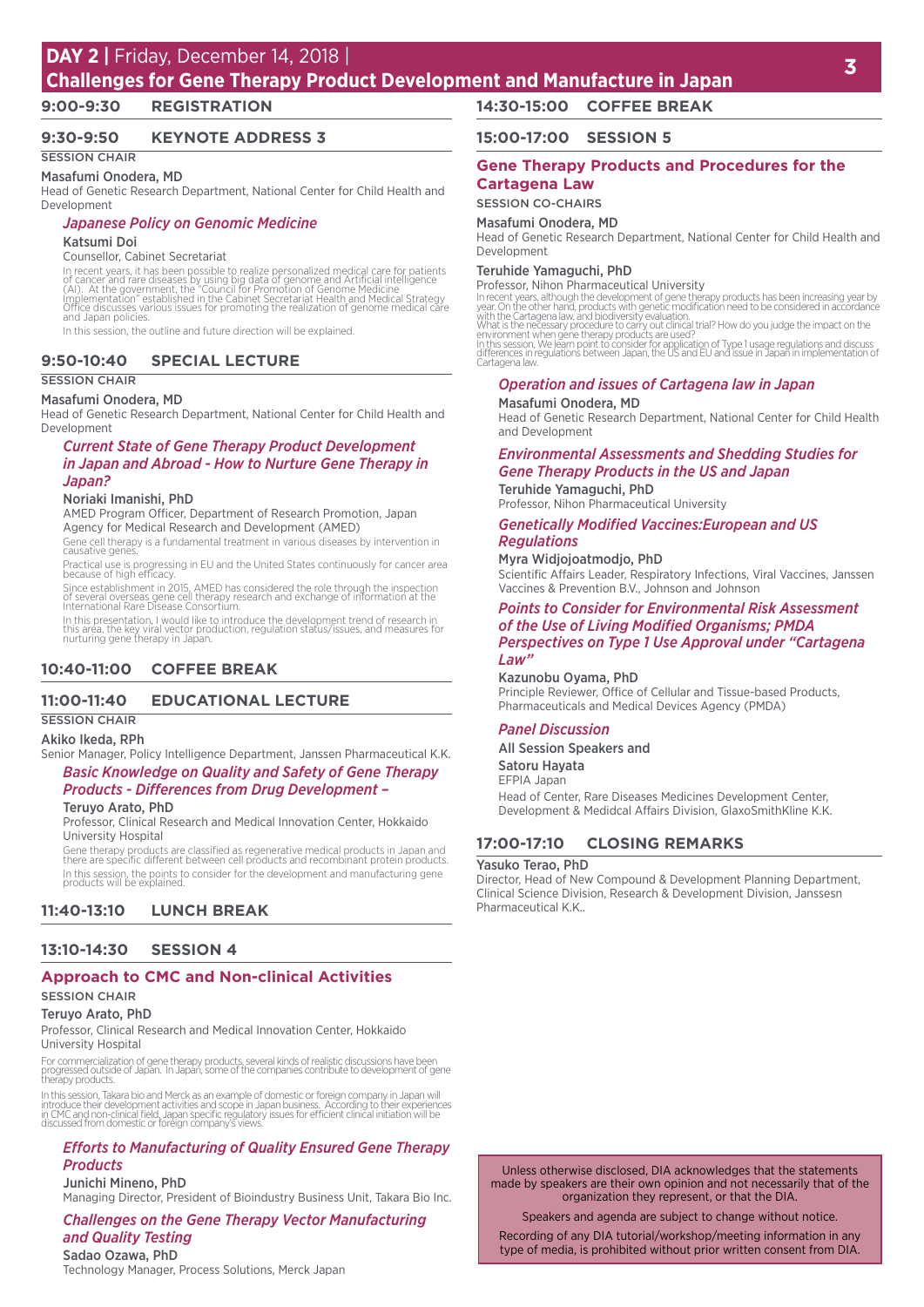# DAY 2 | Friday, December 14, 2018 | Challenges for Gene Therapy Product Development and Manufacture in Japan

## 9:00-9:30 REGISTRATION

## 9:30-9:50 KEYNOTE ADDRESS 3

SESSION CHAIR

Masafumi Onodera, MD
Head of Genetic Research Department, National Center for Child Health and Development

### *Japanese Policy on Genomic Medicine*

Katsumi Doi
Counsellor, Cabinet Secretariat

In recent years, it has been possible to realize personalized medical care for patients of cancer and rare diseases by using big data of genome and Artificial intelligence (AI). At the government, the "Council for Promotion of Genome Medicine Implementation" established in the Cabinet Secretariat Health and Medical Strategy Office discusses various issues for promoting the realization of genome medical care and Japan policies.

In this session, the outline and future direction will be explained.

## 9:50-10:40 SPECIAL LECTURE

SESSION CHAIR

Masafumi Onodera, MD
Head of Genetic Research Department, National Center for Child Health and Development

### *Current State of Gene Therapy Product Development in Japan and Abroad - How to Nurture Gene Therapy in Japan?*

Noriaki Imanishi, PhD
AMED Program Officer, Department of Research Promotion, Japan Agency for Medical Research and Development (AMED)

Gene cell therapy is a fundamental treatment in various diseases by intervention in causative genes.

Practical use is progressing in EU and the United States continuously for cancer area because of high efficacy.

Since establishment in 2015, AMED has considered the role through the inspection of several overseas gene cell therapy research and exchange of information at the International Rare Disease Consortium.

In this presentation, I would like to introduce the development trend of research in this area, the key viral vector production, regulation status/issues, and measures for nurturing gene therapy in Japan.

## 10:40-11:00 COFFEE BREAK

## 11:00-11:40 EDUCATIONAL LECTURE

SESSION CHAIR

Akiko Ikeda, RPh
Senior Manager, Policy Intelligence Department, Janssen Pharmaceutical K.K.

### *Basic Knowledge on Quality and Safety of Gene Therapy Products - Differences from Drug Development –*

Teruyo Arato, PhD
Professor, Clinical Research and Medical Innovation Center, Hokkaido University Hospital

Gene therapy products are classified as regenerative medical products in Japan and there are specific different between cell products and recombinant protein products.

In this session, the points to consider for the development and manufacturing gene products will be explained.

## 11:40-13:10 LUNCH BREAK

## 13:10-14:30 SESSION 4

### Approach to CMC and Non-clinical Activities

SESSION CHAIR

Teruyo Arato, PhD
Professor, Clinical Research and Medical Innovation Center, Hokkaido University Hospital

For commercialization of gene therapy products, several kinds of realistic discussions have been progressed outside of Japan. In Japan, some of the companies contribute to development of gene therapy products.

In this session, Takara bio and Merck as an example of domestic or foreign company in Japan will introduce their development activities and scope in Japan business. According to their experiences in CMC and non-clinical field, Japan specific regulatory issues for efficient clinical initiation will be discussed from domestic or foreign company's views.

### *Efforts to Manufacturing of Quality Ensured Gene Therapy Products*

Junichi Mineno, PhD
Managing Director, President of Bioindustry Business Unit, Takara Bio Inc.

### *Challenges on the Gene Therapy Vector Manufacturing and Quality Testing*

Sadao Ozawa, PhD
Technology Manager, Process Solutions, Merck Japan

## 14:30-15:00 COFFEE BREAK

## 15:00-17:00 SESSION 5

### Gene Therapy Products and Procedures for the Cartagena Law

SESSION CO-CHAIRS

Masafumi Onodera, MD
Head of Genetic Research Department, National Center for Child Health and Development

Teruhide Yamaguchi, PhD
Professor, Nihon Pharmaceutical University

In recent years, although the development of gene therapy products has been increasing year by year. On the other hand, products with genetic modification need to be considered in accordance with the Cartagena law, and biodiversity evaluation.

What is the necessary procedure to carry out clinical trial? How do you judge the impact on the environment when gene therapy products are used?

In this session, We learn point to consider for application of Type I usage regulations and discuss differences in regulations between Japan, the US and EU and issue in Japan in implementation of Cartagena law.

### *Operation and issues of Cartagena law in Japan*

Masafumi Onodera, MD
Head of Genetic Research Department, National Center for Child Health and Development

### *Environmental Assessments and Shedding Studies for Gene Therapy Products in the US and Japan*

Teruhide Yamaguchi, PhD
Professor, Nihon Pharmaceutical University

### *Genetically Modified Vaccines:European and US Regulations*

Myra Widjojoatmodjo, PhD
Scientific Affairs Leader, Respiratory Infections, Viral Vaccines, Janssen Vaccines & Prevention B.V., Johnson and Johnson

### *Points to Consider for Environmental Risk Assessment of the Use of Living Modified Organisms; PMDA Perspectives on Type 1 Use Approval under "Cartagena Law"*

Kazunobu Oyama, PhD
Principle Reviewer, Office of Cellular and Tissue-based Products, Pharmaceuticals and Medical Devices Agency (PMDA)

### *Panel Discussion*

All Session Speakers and

Satoru Hayata
EFPIA Japan
Head of Center, Rare Diseases Medicines Development Center, Development & Medidcal Affairs Division, GlaxoSmithKline K.K.

## 17:00-17:10 CLOSING REMARKS

Yasuko Terao, PhD
Director, Head of New Compound & Development Planning Department, Clinical Science Division, Research & Development Division, Janssesn Pharmaceutical K.K..

Unless otherwise disclosed, DIA acknowledges that the statements made by speakers are their own opinion and not necessarily that of the organization they represent, or that the DIA.

Speakers and agenda are subject to change without notice.

Recording of any DIA tutorial/workshop/meeting information in any type of media, is prohibited without prior written consent from DIA.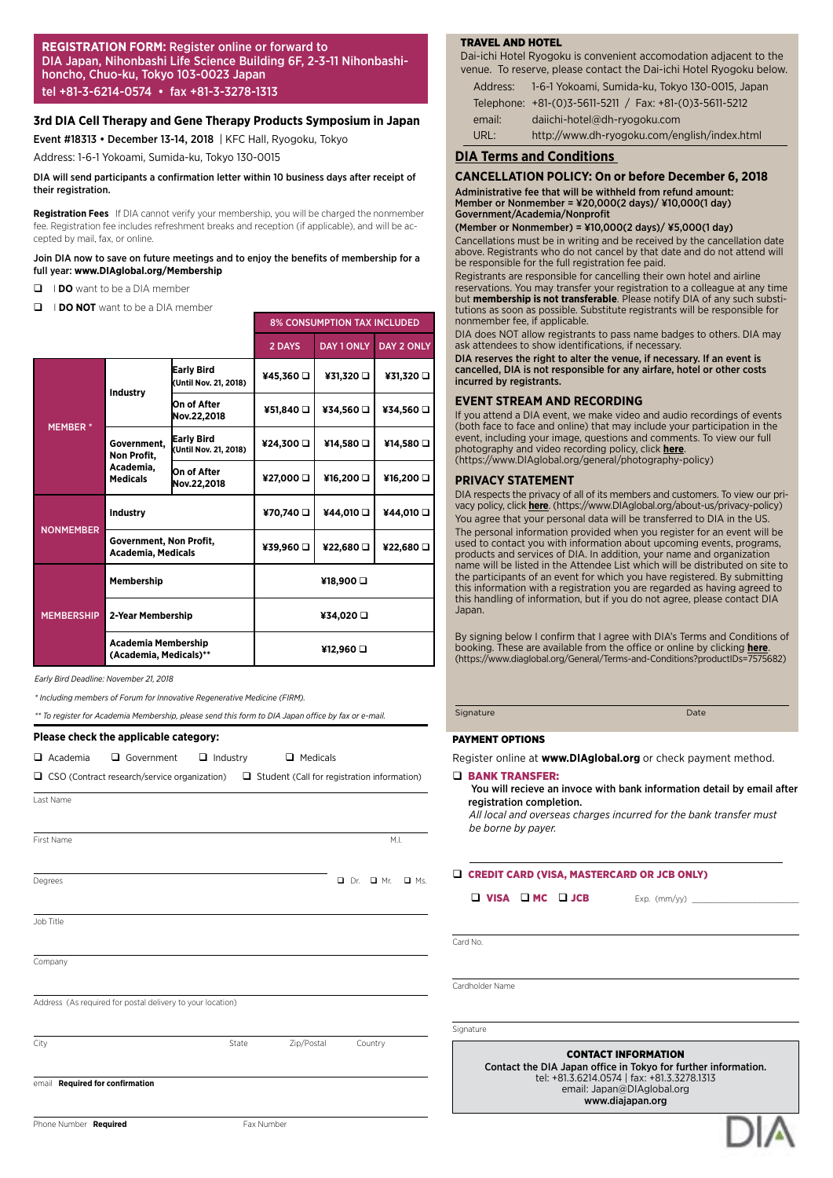**REGISTRATION FORM:** Register online or forward to DIA Japan, Nihonbashi Life Science Building 6F, 2-3-11 Nihonbashi-honcho, Chuo-ku, Tokyo 103-0023 Japan
tel +81-3-6214-0574 • fax +81-3-3278-1313

## 3rd DIA Cell Therapy and Gene Therapy Products Symposium in Japan

**Event #18313 • December 13-14, 2018** | KFC Hall, Ryogoku, Tokyo

Address: 1-6-1 Yokoami, Sumida-ku, Tokyo 130-0015

**DIA will send participants a confirmation letter within 10 business days after receipt of their registration.**

**Registration Fees** If DIA cannot verify your membership, you will be charged the nonmember fee. Registration fee includes refreshment breaks and reception (if applicable), and will be accepted by mail, fax, or online.

**Join DIA now to save on future meetings and to enjoy the benefits of membership for a full year: www.DIAglobal.org/Membership**

❑ I **DO** want to be a DIA member

❑ I **DO NOT** want to be a DIA member

| | | | 8% CONSUMPTION TAX INCLUDED | | |
|---|---|---|---|---|---|
| | | | 2 DAYS | DAY 1 ONLY | DAY 2 ONLY |
| MEMBER * | Industry | Early Bird (Until Nov. 21, 2018) | ¥45,360 ❑ | ¥31,320 ❑ | ¥31,320 ❑ |
| | | On of After Nov.22,2018 | ¥51,840 ❑ | ¥34,560 ❑ | ¥34,560 ❑ |
| | Government, Non Profit, Academia, Medicals | Early Bird (Until Nov. 21, 2018) | ¥24,300 ❑ | ¥14,580 ❑ | ¥14,580 ❑ |
| | | On of After Nov.22,2018 | ¥27,000 ❑ | ¥16,200 ❑ | ¥16,200 ❑ |
| NONMEMBER | Industry | | ¥70,740 ❑ | ¥44,010 ❑ | ¥44,010 ❑ |
| | Government, Non Profit, Academia, Medicals | | ¥39,960 ❑ | ¥22,680 ❑ | ¥22,680 ❑ |
| MEMBERSHIP | Membership | | ¥18,900 ❑ | | |
| | 2-Year Membership | | ¥34,020 ❑ | | |
| | Academia Membership (Academia, Medicals)** | | ¥12,960 ❑ | | |

*Early Bird Deadline: November 21, 2018*

*\* Including members of Forum for Innovative Regenerative Medicine (FIRM).*

*\*\* To register for Academia Membership, please send this form to DIA Japan office by fax or e-mail.*

**Please check the applicable category:**

❑ Academia ❑ Government ❑ Industry ❑ Medicals

❑ CSO (Contract research/service organization) ❑ Student (Call for registration information)

Last Name

First Name M.I.

Degrees ❑ Dr. ❑ Mr. ❑ Ms.

Job Title

Company

Address (As required for postal delivery to your location)

City State Zip/Postal Country

email **Required for confirmation**

Phone Number **Required** Fax Number

### TRAVEL AND HOTEL

Dai-ichi Hotel Ryogoku is convenient accomodation adjacent to the venue. To reserve, please contact the Dai-ichi Hotel Ryogoku below.

Address: 1-6-1 Yokoami, Sumida-ku, Tokyo 130-0015, Japan
Telephone: +81-(0)3-5611-5211 / Fax: +81-(0)3-5611-5212
email: daiichi-hotel@dh-ryogoku.com
URL: http://www.dh-ryogoku.com/english/index.html

## DIA Terms and Conditions

### CANCELLATION POLICY: On or before December 6, 2018

**Administrative fee that will be withheld from refund amount:**
**Member or Nonmember = ¥20,000(2 days)/ ¥10,000(1 day)**
**Government/Academia/Nonprofit**
**(Member or Nonmember) = ¥10,000(2 days)/ ¥5,000(1 day)**

Cancellations must be in writing and be received by the cancellation date above. Registrants who do not cancel by that date and do not attend will be responsible for the full registration fee paid.

Registrants are responsible for cancelling their own hotel and airline reservations. You may transfer your registration to a colleague at any time but **membership is not transferable**. Please notify DIA of any such substitutions as soon as possible. Substitute registrants will be responsible for nonmember fee, if applicable.

DIA does NOT allow registrants to pass name badges to others. DIA may ask attendees to show identifications, if necessary.

**DIA reserves the right to alter the venue, if necessary. If an event is cancelled, DIA is not responsible for any airfare, hotel or other costs incurred by registrants.**

### EVENT STREAM AND RECORDING

If you attend a DIA event, we make video and audio recordings of events (both face to face and online) that may include your participation in the event, including your image, questions and comments. To view our full photography and video recording policy, click **here**. (https://www.DIAglobal.org/general/photography-policy)

### PRIVACY STATEMENT

DIA respects the privacy of all of its members and customers. To view our privacy policy, click **here**. (https://www.DIAglobal.org/about-us/privacy-policy)

You agree that your personal data will be transferred to DIA in the US.

The personal information provided when you register for an event will be used to contact you with information about upcoming events, programs, products and services of DIA. In addition, your name and organization name will be listed in the Attendee List which will be distributed on site to the participants of an event for which you have registered. By submitting this information with a registration you are regarded as having agreed to this handling of information, but if you do not agree, please contact DIA Japan.

By signing below I confirm that I agree with DIA's Terms and Conditions of booking. These are available from the office or online by clicking **here**. (https://www.diaglobal.org/General/Terms-and-Conditions?productIDs=7575682)

Signature Date

### PAYMENT OPTIONS

Register online at **www.DIAglobal.org** or check payment method.

❑ **BANK TRANSFER:**
**You will recieve an invoce with bank information detail by email after registration completion.**
*All local and overseas charges incurred for the bank transfer must be borne by payer.*

❑ **CREDIT CARD (VISA, MASTERCARD OR JCB ONLY)**

❑ **VISA** ❑ **MC** ❑ **JCB** Exp. (mm/yy)

Card No.

Cardholder Name

Signature

**CONTACT INFORMATION**
**Contact the DIA Japan office in Tokyo for further information.**
tel: +81.3.6214.0574 | fax: +81.3.3278.1313
email: Japan@DIAglobal.org
**www.diajapan.org**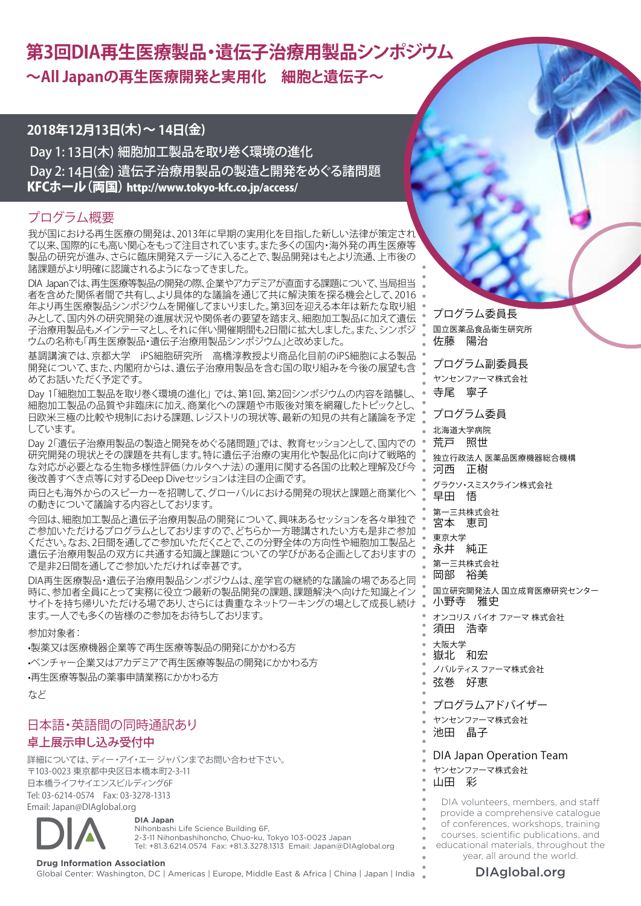# 第3回DIA再生医療製品・遺伝子治療用製品シンポジウム

## 〜All Japanの再生医療開発と実用化　細胞と遺伝子〜

**2018年12月13日(木)〜 14日(金)**

Day 1: 13日(木) 細胞加工製品を取り巻く環境の進化

Day 2: 14日(金) 遺伝子治療用製品の製造と開発をめぐる諸問題

**KFCホール（両国） http://www.tokyo-kfc.co.jp/access/**

## プログラム概要

我が国における再生医療の開発は、2013年に早期の実用化を目指した新しい法律が策定されて以来、国際的にも高い関心をもって注目されています。また多くの国内・海外発の再生医療等製品の研究が進み、さらに臨床開発ステージに入ることで、製品開発はもとより流通、上市後の諸課題がより明確に認識されるようになってきました。

DIA Japanでは、再生医療等製品の開発の際、企業やアカデミアが直面する課題について、当局担当者を含めた関係者間で共有し、より具体的な議論を通じて共に解決策を探る機会として、2016年より再生医療製品シンポジウムを開催してまいりました。第3回を迎える本年は新たな取り組みとして、国内外の研究開発の進展状況や関係者の要望を踏まえ、細胞加工製品に加えて遺伝子治療用製品もメインテーマとし、それに伴い開催期間も2日間に拡大しました。また、シンポジウムの名称も「再生医療製品・遺伝子治療用製品シンポジウム」と改めました。

基調講演では、京都大学　iPS細胞研究所　高橋淳教授より商品化目前のiPS細胞による製品開発について、また、内閣府からは、遺伝子治療用製品を含む国の取り組みを今後の展望も含めてお話いただく予定です。

Day 1「細胞加工製品を取り巻く環境の進化」では、第1回、第2回シンポジウムの内容を踏襲し、細胞加工製品の品質や非臨床に加え、商業化への課題や市販後対策を網羅したトピックとし、日欧米三極の比較や規制における課題、レジストリの現状等、最新の知見の共有と議論を予定しています。

Day 2「遺伝子治療用製品の製造と開発をめぐる諸問題」では、教育セッションとして、国内での研究開発の現状とその課題を共有します。特に遺伝子治療の実用化や製品化に向けて戦略的な対応が必要となる生物多様性評価（カルタヘナ法）の運用に関する各国の比較と理解及び今後改善すべき点等に対するDeep Diveセッションは注目の企画です。

両日とも海外からのスピーカーを招聘して、グローバルにおける開発の現状と課題と商業化への動きについて議論する内容としております。

今回は、細胞加工製品と遺伝子治療用製品の開発について、興味あるセッションを各々単独でご参加いただけるプログラムとしておりますので、どちらか一方聴講されたい方も是非ご参加ください。なお、2日間を通してご参加いただくことで、この分野全体の方向性や細胞加工製品と遺伝子治療用製品の双方に共通する知識と課題についての学びがある企画としておりますので是非2日間を通してご参加いただければ幸甚です。

DIA再生医療製品・遺伝子治療用製品シンポジウムは、産学官の継続的な議論の場であると同時に、参加者全員にとって実務に役立つ最新の製品開発の課題、課題解決へ向けた知識とインサイトを持ち帰りいただける場であり、さらには貴重なネットワーキングの場として成長し続けます。一人でも多くの皆様のご参加をお待ちしております。

参加対象者：

- 製薬又は医療機器企業等で再生医療等製品の開発にかかわる方
- ベンチャー企業又はアカデミアで再生医療等製品の開発にかかわる方
- 再生医療等製品の薬事申請業務にかかわる方

など

## 日本語・英語間の同時通訳あり

### 卓上展示申し込み受付中

詳細については、ディー・アイ・エー ジャパンまでお問い合わせ下さい。
〒103-0023 東京都中央区日本橋本町2-3-11
日本橋ライフサイエンスビルディング6F
Tel: 03-6214-0574　Fax: 03-3278-1313
Email: Japan@DIAglobal.org

**DIA Japan**
Nihonbashi Life Science Building 6F,
2-3-11 Nihonbashihoncho, Chuo-ku, Tokyo 103-0023 Japan
Tel: +81.3.6214.0574　Fax: +81.3.3278.1313　Email: Japan@DIAglobal.org

**Drug Information Association**
Global Center: Washington, DC | Americas | Europe, Middle East & Africa | China | Japan | India

### プログラム委員長

国立医薬品食品衛生研究所
佐藤　陽治

### プログラム副委員長

ヤンセンファーマ株式会社
寺尾　寧子

### プログラム委員

北海道大学病院
荒戸　照世

独立行政法人 医薬品医療機器総合機構
河西　正樹

グラクソ・スミスクライン株式会社
早田　悟

第一三共株式会社
宮本　恵司

東京大学
永井　純正

第一三共株式会社
岡部　裕美

国立研究開発法人 国立成育医療研究センター
小野寺　雅史

オンコリス バイオ ファーマ 株式会社
須田　浩幸

大阪大学
嶽北　和宏

ノバルティス ファーマ株式会社
弦巻　好恵

### プログラムアドバイザー

ヤンセンファーマ株式会社
池田　晶子

### DIA Japan Operation Team

ヤンセンファーマ株式会社
山田　彩

DIA volunteers, members, and staff provide a comprehensive catalogue of conferences, workshops, training courses, scientific publications, and educational materials, throughout the year, all around the world.

DIAglobal.org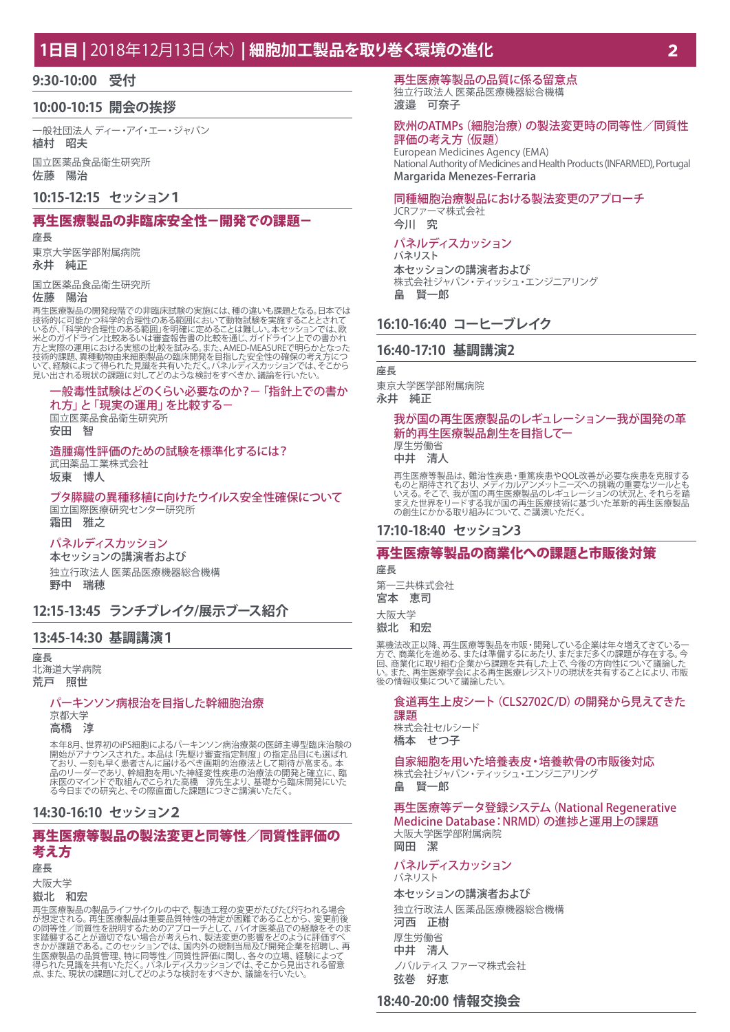# 1日目 | 2018年12月13日（木）| 細胞加工製品を取り巻く環境の進化

## 9:30-10:00　受付

## 10:00-10:15　開会の挨拶

一般社団法人 ディー・アイ・エー・ジャパン
**植村　昭夫**

国立医薬品食品衛生研究所
**佐藤　陽治**

## 10:15-12:15　セッション1

### 再生医療製品の非臨床安全性ー開発での課題ー

座長

東京大学医学部附属病院
**永井　純正**

国立医薬品食品衛生研究所
**佐藤　陽治**

再生医療製品の開発段階での非臨床試験の実施には、種の違いも課題となる。日本では技術的に可能かつ科学的合理性のある範囲において動物試験を実施することとされているが、「科学的合理性のある範囲」を明確に定めることは難しい。本セッションでは、欧米とのガイドライン比較あるいは審査報告書の比較を通じ、ガイドライン上での書かれ方と実際の運用における実態の比較を試みる。また、AMED-MEASUREで明らかとなった技術的課題、異種動物由来細胞製品の臨床開発を目指した安全性の確保の考え方について、経験によって得られた見識を共有いただく。パネルディスカッションでは、そこから見い出される現状の課題に対してどのような検討をすべきか、議論を行いたい。

**一般毒性試験はどのくらい必要なのか？ー「指針上での書かれ方」と「現実の運用」を比較するー**
国立医薬品食品衛生研究所
**安田　智**

**造腫瘍性評価のための試験を標準化するには？**
武田薬品工業株式会社
**坂東　博人**

**ブタ膵臓の異種移植に向けたウイルス安全性確保について**
国立国際医療研究センター研究所
**霜田　雅之**

**パネルディスカッション**
本セッションの講演者および
独立行政法人 医薬品医療機器総合機構
**野中　瑞穂**

## 12:15-13:45　ランチブレイク/展示ブース紹介

## 13:45-14:30　基調講演1

座長

北海道大学病院
**荒戸　照世**

**パーキンソン病根治を目指した幹細胞治療**
京都大学
**高橋　淳**

本年8月、世界初のiPS細胞によるパーキンソン病治療薬の医師主導型臨床治験の開始がアナウンスされた。本品は「先駆け審査指定制度」の指定品目にも選ばれており、一刻も早く患者さんに届けるべき画期的治療法として期待が高まる。本品のリーダーであり、幹細胞を用いた神経変性疾患の治療法の開発と確立に、臨床医のマインドで取組んでこられた高橋　淳先生より、基礎から臨床開発にいたる今日までの研究と、その際直面した課題につきご講演いただく。

## 14:30-16:10　セッション2

### 再生医療等製品の製法変更と同等性／同質性評価の考え方

座長

大阪大学
**嶽北　和宏**

再生医療製品の製品ライフサイクルの中で、製造工程の変更がたびたび行われる場合が想定される。再生医療製品は重要品質特性の特定が困難であることから、変更前後の同等性／同質性を説明するためのアプローチとして、バイオ医薬品での経験をそのまま踏襲することが適切でない場合が考えられ、製造変更の影響をどのように評価すべきかが課題である。このセッションでは、国内外の規制当局及び開発企業を招聘し、再生医療製品の品質管理、特に同等性／同質性評価に関し、各々の立場、経験によって得られた見識を共有いただく。パネルディスカッションでは、そこから見出される留意点、また、現状の課題に対してどのような検討をすべきか、議論を行いたい。

**再生医療等製品の品質に係る留意点**
独立行政法人 医薬品医療機器総合機構
**渡邉　可奈子**

**欧州のATMPs（細胞治療）の製法変更時の同等性／同質性評価の考え方（仮題）**
European Medicines Agency (EMA)
National Authority of Medicines and Health Products (INFARMED), Portugal
**Margarida Menezes-Ferraria**

**同種細胞治療製品における製法変更のアプローチ**
JCRファーマ株式会社
**今川　究**

**パネルディスカッション**
パネリスト
本セッションの講演者および
株式会社ジャパン・ティッシュ・エンジニアリング
**畠　賢一郎**

## 16:10-16:40　コーヒーブレイク

## 16:40-17:10　基調講演2

座長

東京大学医学部附属病院
**永井　純正**

**我が国の再生医療製品のレギュレーションー我が国発の革新的再生医療製品創生を目指してー**
厚生労働省
**中井　清人**

再生医療等製品は、難治性疾患・重篤疾患やQOL改善が必要な疾患を克服するものと期待されており、メディカルアンメットニーズへの挑戦の重要なツールともいえる。そこで、我が国の再生医療製品のレギュレーションの状況と、それらを踏まえた世界をリードする我が国の再生医療技術に基づいた革新的再生医療製品の創生にかかる取り組みについて、ご講演いただく。

## 17:10-18:40　セッション3

### 再生医療等製品の商業化への課題と市販後対策

座長

第一三共株式会社
**宮本　恵司**

大阪大学
**嶽北　和宏**

薬機法改正以降、再生医療等製品を市販・開発している企業は年々増えてきている一方で、商業化を進める、または準備するにあたり、まだまだ多くの課題が存在する。今回、商業化に取り組む企業から課題を共有した上で、今後の方向性について議論したい。また、再生医療学会による再生医療レジストリの現状を共有することにより、市販後の情報収集について議論したい。

**食道再生上皮シート（CLS2702C/D）の開発から見えてきた課題**
株式会社セルシード
**橋本　せつ子**

**自家細胞を用いた培養表皮・培養軟骨の市販後対応**
株式会社ジャパン・ティッシュ・エンジニアリング
**畠　賢一郎**

**再生医療等データ登録システム（National Regenerative Medicine Database：NRMD）の進捗と運用上の課題**
大阪大学医学部附属病院
**岡田　潔**

**パネルディスカッション**
パネリスト
本セッションの講演者および
独立行政法人 医薬品医療機器総合機構
**河西　正樹**
厚生労働省
**中井　清人**
ノバルティス ファーマ株式会社
**弦巻　好恵**

## 18:40-20:00 情報交換会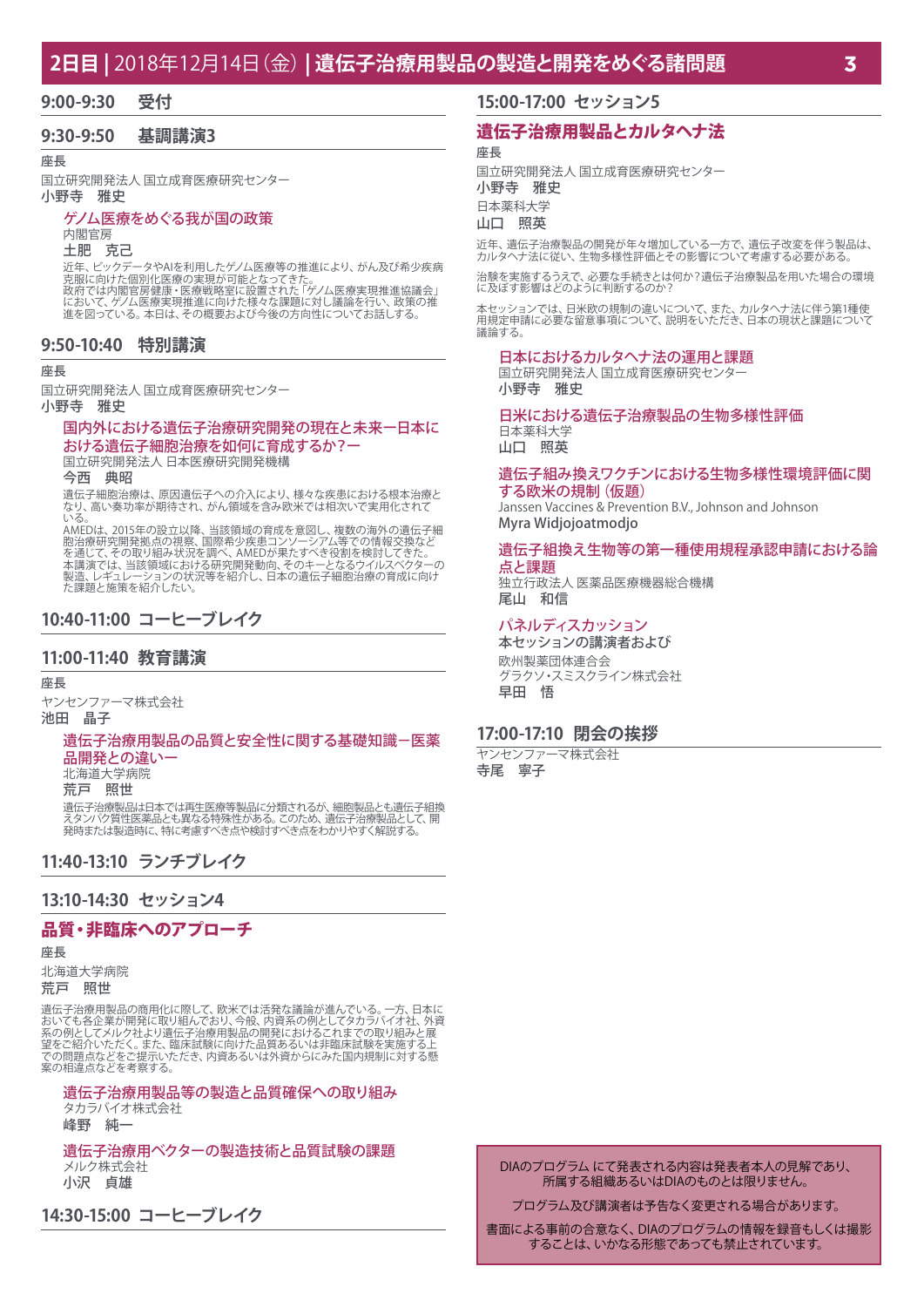# 2日目 | 2018年12月14日（金）| 遺伝子治療用製品の製造と開発をめぐる諸問題

## 9:00-9:30　受付

## 9:30-9:50　基調講演3

座長

国立研究開発法人 国立成育医療研究センター
**小野寺　雅史**

### ゲノム医療をめぐる我が国の政策

内閣官房
**土肥　克己**

近年、ビックデータやAIを利用したゲノム医療等の推進により、がん及び希少疾病克服に向けた個別化医療の実現が可能となってきた。
政府では内閣官房健康・医療戦略室に設置された「ゲノム医療実現推進協議会」において、ゲノム医療実現推進に向けた様々な課題に対し議論を行い、政策の推進を図っている。本日は、その概要および今後の方向性についてお話しする。

## 9:50-10:40　特別講演

座長

国立研究開発法人 国立成育医療研究センター
**小野寺　雅史**

### 国内外における遺伝子治療研究開発の現在と未来ー日本における遺伝子細胞治療を如何に育成するか？ー

国立研究開発法人 日本医療研究開発機構
**今西　典昭**

遺伝子細胞治療は、原因遺伝子への介入により、様々な疾患における根本治療となり、高い奏功率が期待され、がん領域を含み欧米では相次いで実用化されている。
AMEDは、2015年の設立以降、当該領域の育成を意図し、複数の海外の遺伝子細胞治療研究開発拠点の視察、国際希少疾患コンソーシアム等での情報交換などを通じて、その取り組み状況を調べ、AMEDが果たすべき役割を検討してきた。
本講演では、当該領域における研究開発動向、そのキーとなるウイルスベクターの製造、レギュレーションの状況等を紹介し、日本の遺伝子細胞治療の育成に向けた課題と施策を紹介したい。

## 10:40-11:00　コーヒーブレイク

## 11:00-11:40　教育講演

座長

ヤンセンファーマ株式会社
**池田　晶子**

### 遺伝子治療用製品の品質と安全性に関する基礎知識ー医薬品開発との違いー

北海道大学病院
**荒戸　照世**

遺伝子治療製品は日本では再生医療等製品に分類されるが、細胞製品とも遺伝子組換えタンパク質性医薬品とも異なる特殊性がある。このため、遺伝子治療製品として、開発時または製造時に、特に考慮すべき点や検討すべき点をわかりやすく解説する。

## 11:40-13:10　ランチブレイク

## 13:10-14:30　セッション4

### 品質・非臨床へのアプローチ

座長

北海道大学病院
**荒戸　照世**

遺伝子治療用製品の商用化に際して、欧米では活発な議論が進んでいる。一方、日本においても各企業が開発に取り組んでおり、今般、内資系の例としてタカラバイオ社、外資系の例としてメルク社より遺伝子治療用製品の開発におけるこれまでの取り組みと展望をご紹介いただく。また、臨床試験に向けた品質あるいは非臨床試験を実施する上での問題点などをご提示いただき、内資あるいは外資からみた国内規制に対する懸案の相違点などを考察する。

#### 遺伝子治療用製品等の製造と品質確保への取り組み

タカラバイオ株式会社
**峰野　純一**

#### 遺伝子治療用ベクターの製造技術と品質試験の課題

メルク株式会社
**小沢　貞雄**

## 14:30-15:00　コーヒーブレイク

## 15:00-17:00　セッション5

### 遺伝子治療用製品とカルタヘナ法

座長

国立研究開発法人 国立成育医療研究センター
**小野寺　雅史**

日本薬科大学
**山口　照英**

近年、遺伝子治療製品の開発が年々増加している一方で、遺伝子改変を伴う製品は、カルタヘナ法に従い、生物多様性評価とその影響について考慮する必要がある。

治験を実施するうえで、必要な手続きとは何か？遺伝子治療製品を用いた場合の環境に及ぼす影響はどのように判断するのか？

本セッションでは、日米欧の規制の違いについて、また、カルタヘナ法に伴う第1種使用規定申請に必要な留意事項について、説明をいただき、日本の現状と課題について議論する。

#### 日本におけるカルタヘナ法の運用と課題

国立研究開発法人 国立成育医療研究センター
**小野寺　雅史**

#### 日米における遺伝子治療製品の生物多様性評価

日本薬科大学
**山口　照英**

#### 遺伝子組み換えワクチンにおける生物多様性環境評価に関する欧米の規制（仮題）

Janssen Vaccines & Prevention B.V., Johnson and Johnson
**Myra Widjojoatmodjo**

#### 遺伝子組換え生物等の第一種使用規程承認申請における論点と課題

独立行政法人 医薬品医療機器総合機構
**尾山　和信**

#### パネルディスカッション

**本セッションの講演者および**

欧州製薬団体連合会
グラクソ・スミスクライン株式会社
**早田　悟**

## 17:00-17:10　閉会の挨拶

ヤンセンファーマ株式会社
**寺尾　寧子**

---

DIAのプログラム にて発表される内容は発表者本人の見解であり、所属する組織あるいはDIAのものとは限りません。

プログラム及び講演者は予告なく変更される場合があります。

書面による事前の合意なく、DIAのプログラムの情報を録音もしくは撮影することは、いかなる形態であっても禁止されています。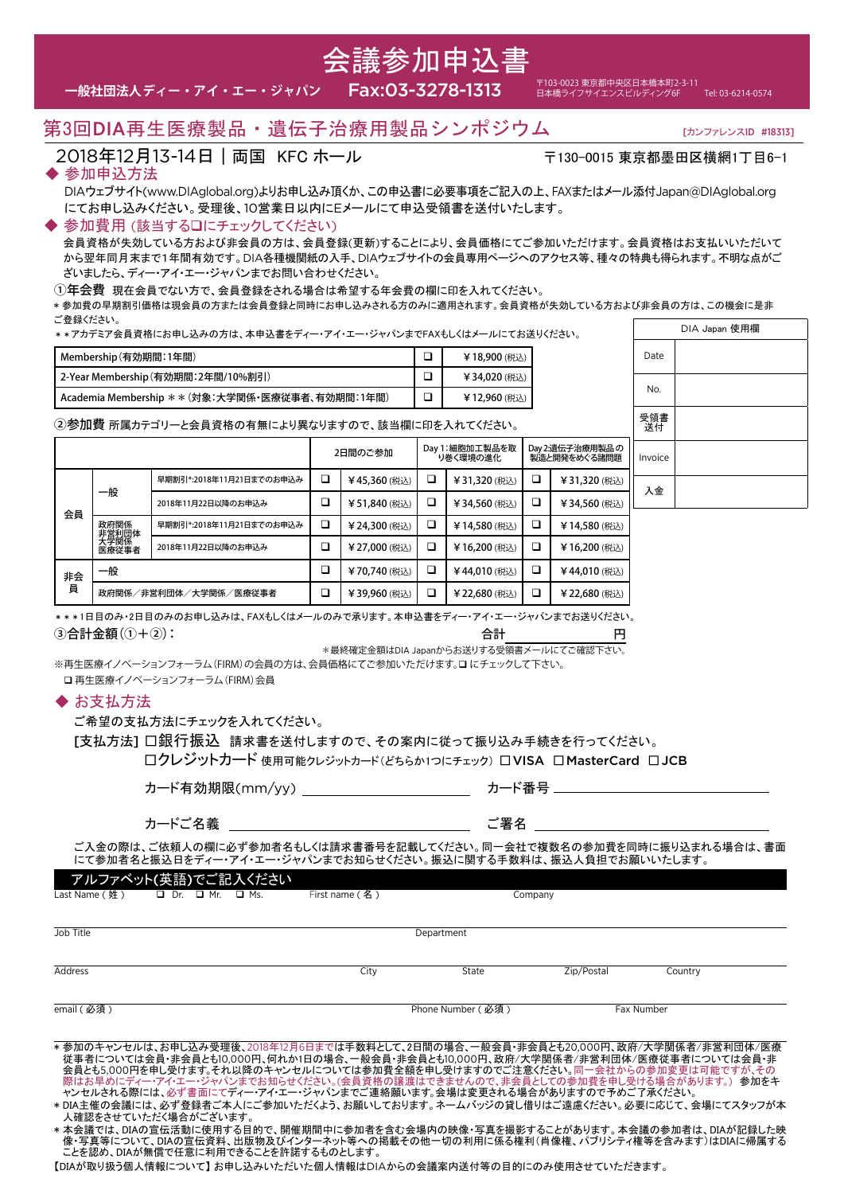# 会議参加申込書

一般社団法人ディー・アイ・エー・ジャパン　Fax:03-3278-1313　〒103-0023 東京都中央区日本橋本町2-3-11 日本橋ライフサイエンスビルディング6F　Tel: 03-6214-0574

## 第3回DIA再生医療製品・遺伝子治療用製品シンポジウム

[カンファレンスID #18313]

2018年12月13-14日｜両国 KFC ホール　〒130-0015 東京都墨田区横網1丁目6-1

### ◆ 参加申込方法

DIAウェブサイト(www.DIAglobal.org)よりお申し込み頂くか、この申込書に必要事項をご記入の上、FAXまたはメール添付Japan@DIAglobal.orgにてお申し込みください。受理後、10営業日以内にEメールにて申込受領書を送付いたします。

### ◆ 参加費用 (該当する❑にチェックしてください)

会員資格が失効している方および非会員の方は、会員登録(更新)することにより、会員価格にてご参加いただけます。会員資格はお支払いいただいてから翌年同月末まで1年間有効です。DIA各種機関紙の入手、DIAウェブサイトの会員専用ページへのアクセス等、種々の特典も得られます。不明な点がございましたら、ディー・アイ・エー・ジャパンまでお問い合わせください。

①**年会費**　現在会員でない方で、会員登録をされる場合は希望する年会費の欄に印を入れてください。

＊参加費の早期割引価格は現会員の方または会員登録と同時にお申し込みされる方のみに適用されます。会員資格が失効している方および非会員の方は、この機会に是非ご登録ください。

＊＊アカデミア会員資格にお申し込みの方は、本申込書をディー・アイ・エー・ジャパンまでFAXもしくはメールにてお送りください。

| | | |
|---|---|---|
| Membership(有効期間：1年間) | ❑ | ¥18,900 (税込) |
| 2-Year Membership(有効期間：2年間/10%割引) | ❑ | ¥34,020 (税込) |
| Academia Membership ＊＊(対象：大学関係・医療従事者、有効期間：1年間) | ❑ | ¥12,960 (税込) |

| DIA Japan 使用欄 | |
|---|---|
| Date | |
| No. | |
| 受領書送付 | |
| Invoice | |
| 入金 | |

②**参加費** 所属カテゴリーと会員資格の有無により異なりますので、該当欄に印を入れてください。

| | | | 2日間のご参加 | | Day 1:細胞加工製品を取り巻く環境の進化 | | Day 2:遺伝子治療用製品の製造と開発をめぐる諸問題 | |
|---|---|---|---|---|---|---|---|---|
| 会員 | 一般 | 早期割引*:2018年11月21日までのお申込み | ❑ | ¥45,360 (税込) | ❑ | ¥31,320 (税込) | ❑ | ¥31,320 (税込) |
| | | 2018年11月22日以降のお申込み | ❑ | ¥51,840 (税込) | ❑ | ¥34,560 (税込) | ❑ | ¥34,560 (税込) |
| | 政府関係 非営利団体 大学関係 医療従事者 | 早期割引*:2018年11月21日までのお申込み | ❑ | ¥24,300 (税込) | ❑ | ¥14,580 (税込) | ❑ | ¥14,580 (税込) |
| | | 2018年11月22日以降のお申込み | ❑ | ¥27,000 (税込) | ❑ | ¥16,200 (税込) | ❑ | ¥16,200 (税込) |
| 非会員 | 一般 | | ❑ | ¥70,740 (税込) | ❑ | ¥44,010 (税込) | ❑ | ¥44,010 (税込) |
| | 政府関係／非営利団体／大学関係／医療従事者 | | ❑ | ¥39,960 (税込) | ❑ | ¥22,680 (税込) | ❑ | ¥22,680 (税込) |

＊＊＊1日目のみ・2日目のみのお申し込みは、FAXもしくはメールのみで承ります。本申込書をディー・アイ・エー・ジャパンまでお送りください。

③**合計金額**(①+②)：　　合計＿＿＿＿＿＿円

＊最終確定金額はDIA Japanからお送りする受領書メールにてご確認下さい。

※再生医療イノベーションフォーラム(FIRM)の会員の方は、会員価格にてご参加いただけます。❑ にチェックして下さい。

❑ 再生医療イノベーションフォーラム(FIRM)会員

### ◆ お支払方法

ご希望の支払方法にチェックを入れてください。

[支払方法] ❑銀行振込　請求書を送付しますので、その案内に従って振り込み手続きを行ってください。

❑クレジットカード 使用可能クレジットカード(どちらか1つにチェック) ❑VISA ❑MasterCard ❑JCB

カード有効期限(mm/yy) ＿＿＿＿＿＿　カード番号 ＿＿＿＿＿＿

カードご名義 ＿＿＿＿＿＿　ご署名 ＿＿＿＿＿＿

ご入金の際は、ご依頼人の欄に必ず参加者名もしくは請求書番号を記載してください。同一会社で複数名の参加費を同時に振り込まれる場合は、書面にて参加者名と振込日をディー・アイ・エー・ジャパンまでお知らせください。振込に関する手数料は、振込人負担でお願いいたします。

**アルファベット(英語)でご記入ください**

Last Name ( 姓 )　❑ Dr.　❑ Mr.　❑ Ms.　First name ( 名 )　Company

Job Title　Department

Address　City　State　Zip/Postal　Country

email ( 必須 )　Phone Number ( 必須 )　Fax Number

＊参加のキャンセルは、お申し込み受理後、2018年12月6日までは手数料として、2日間の場合、一般会員・非会員とも20,000円、政府/大学関係者/非営利団体/医療従事者については会員・非会員とも10,000円、何れか1日の場合、一般会員・非会員とも10,000円、政府/大学関係者/非営利団体/医療従事者については会員・非会員とも5,000円を申し受けます。それ以降のキャンセルについては参加費全額を申し受けますのでご注意ください。同一会社からの参加変更は可能ですが、その際はお早めにディー・アイ・エー・ジャパンまでお知らせください。(会員資格の譲渡はできませんので、非会員としての参加費を申し受ける場合があります。) 参加をキャンセルされる際には、必ず書面にてディー・アイ・エー・ジャパンまでご連絡願います。会場は変更される場合がありますので予めご了承ください。

＊DIA主催の会議には、必ず登録者ご本人にご参加いただくよう、お願いしております。ネームバッジの貸し借りはご遠慮ください。必要に応じて、会場にてスタッフが本人確認をさせていただく場合がございます。

＊本会議では、DIAの宣伝活動に使用する目的で、開催期間中に参加者を含む会場内の映像・写真を撮影することがあります。本会議の参加者は、DIAが記録した映像・写真等について、DIAの宣伝資料、出版物及びインターネット等への掲載その他一切の利用に係る権利(肖像権、パブリシティ権等を含みます)はDIAに帰属することを認め、DIAが無償で任意に利用できることを許諾するものとします。

【DIAが取り扱う個人情報について】お申し込みいただいた個人情報はDIAからの会議案内送付等の目的にのみ使用させていただきます。